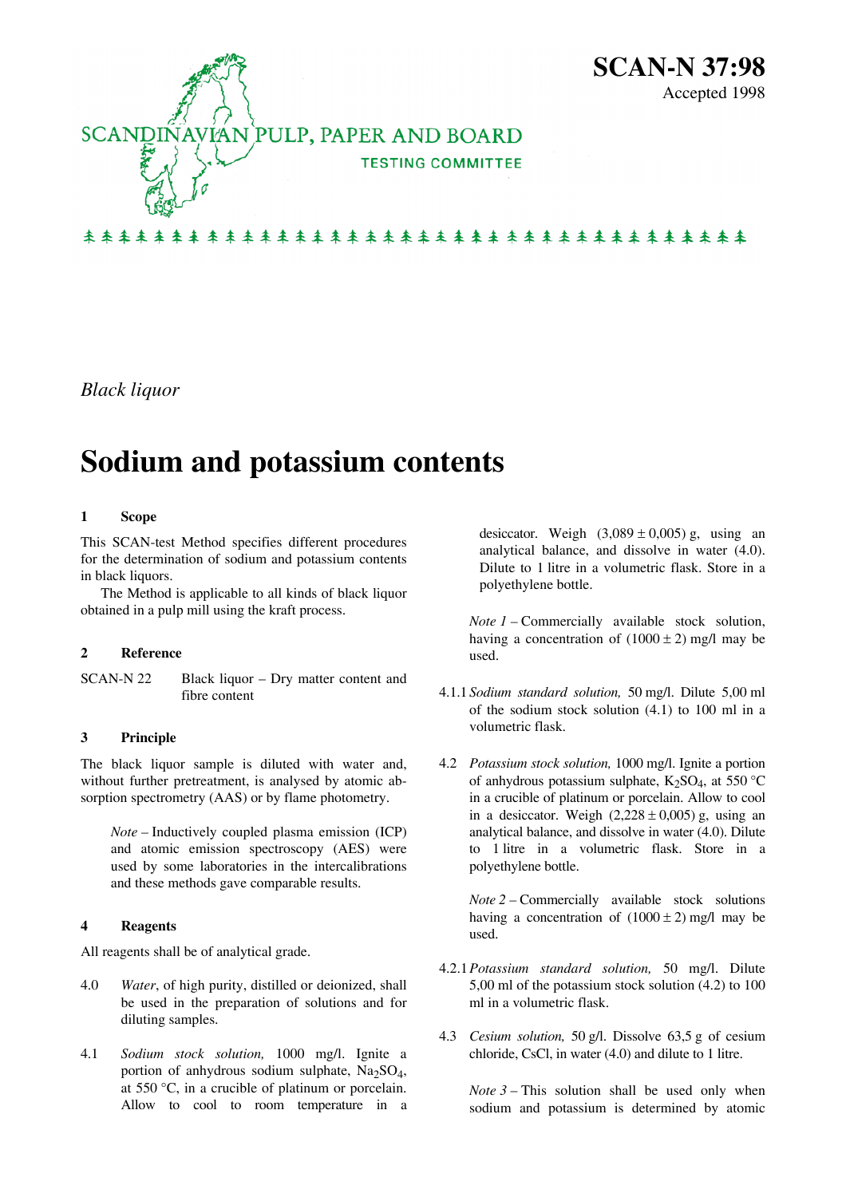SCANDINAVIAN PULP, PAPER AND BOARD

TESTING COMMITTEE

**SCAN-N 37:98**

Accepted 1998

*Black liquor*

# Sodium and potassium contents

## 1 Scope

This SCAN-test Method specifies different procedures for the determination of sodium and potassium contents in black liquors.

The Method is applicable to all kinds of black liquor obtained in a pulp mill using the kraft process.

## 2 Reference

SCAN-N 22 Black liquor – Dry matter content and fibre content

## 3 Principle

The black liquor sample is diluted with water and, without further pretreatment, is analysed by atomic absorption spectrometry (AAS) or by flame photometry.

> *Note* – Inductively coupled plasma emission (ICP) and atomic emission spectroscopy (AES) were used by some laboratories in the intercalibrations and these methods gave comparable results.

## 4 Reagents

All reagents shall be of analytical grade.

4.0 *Water*, of high purity, distilled or deionized, shall be used in the preparation of solutions and for diluting samples.

4.1 *Sodium stock solution,* 1000 mg/l. Ignite a portion of anhydrous sodium sulphate, $Na_2SO_4$, at 550 °C, in a crucible of platinum or porcelain. Allow to cool to room temperature in a desiccator. Weigh (3,089 ± 0,005) g, using an analytical balance, and dissolve in water (4.0). Dilute to 1 litre in a volumetric flask. Store in a polyethylene bottle.

> *Note 1* – Commercially available stock solution, having a concentration of (1000 ± 2) mg/l may be used.

4.1.1 *Sodium standard solution,* 50 mg/l. Dilute 5,00 ml of the sodium stock solution (4.1) to 100 ml in a volumetric flask.

4.2 *Potassium stock solution,* 1000 mg/l. Ignite a portion of anhydrous potassium sulphate, $K_2SO_4$, at 550 °C in a crucible of platinum or porcelain. Allow to cool in a desiccator. Weigh (2,228 ± 0,005) g, using an analytical balance, and dissolve in water (4.0). Dilute to 1 litre in a volumetric flask. Store in a polyethylene bottle.

> *Note 2* – Commercially available stock solutions having a concentration of (1000 ± 2) mg/l may be used.

4.2.1 *Potassium standard solution,* 50 mg/l. Dilute 5,00 ml of the potassium stock solution (4.2) to 100 ml in a volumetric flask.

4.3 *Cesium solution,* 50 g/l. Dissolve 63,5 g of cesium chloride, CsCl, in water (4.0) and dilute to 1 litre.

> *Note 3* – This solution shall be used only when sodium and potassium is determined by atomic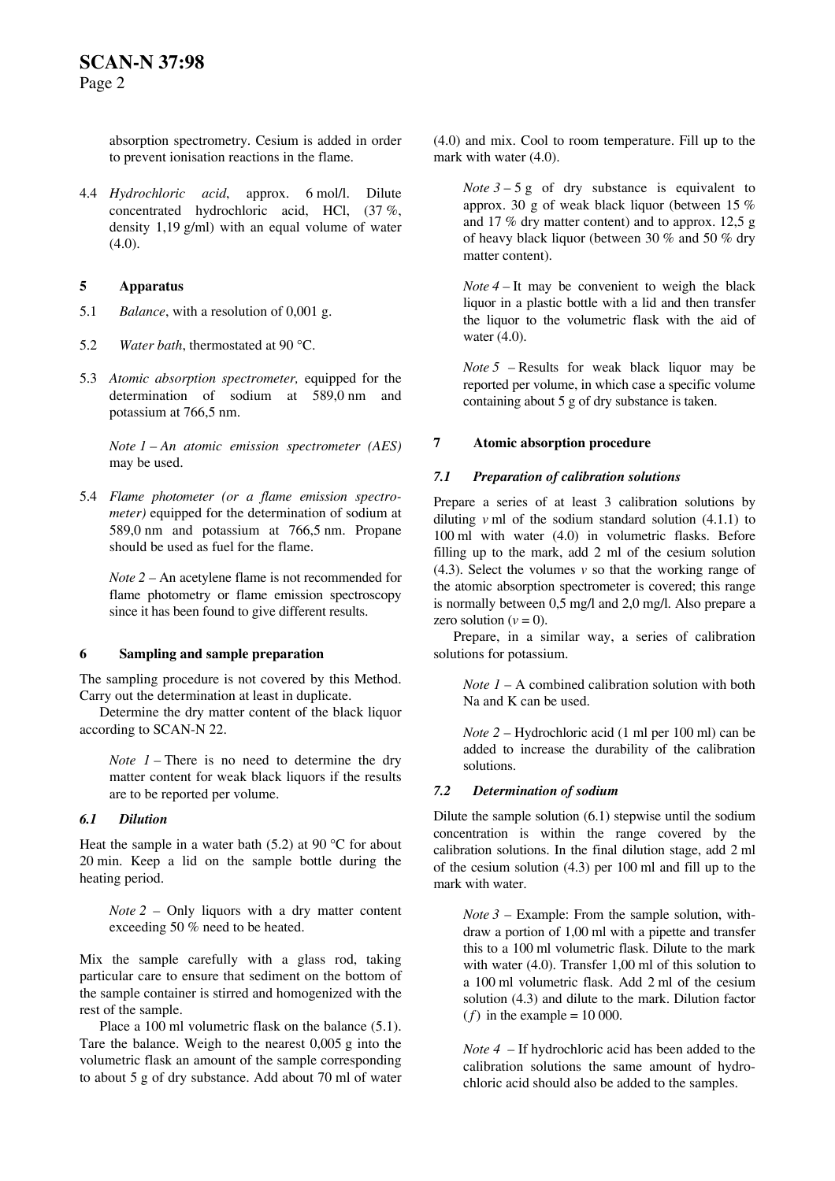absorption spectrometry. Cesium is added in order to prevent ionisation reactions in the flame.

4.4 *Hydrochloric acid*, approx. 6 mol/l. Dilute concentrated hydrochloric acid, HCl, (37 %, density 1,19 g/ml) with an equal volume of water (4.0).

## 5 Apparatus

5.1 *Balance*, with a resolution of 0,001 g.

5.2 *Water bath*, thermostated at 90 °C.

5.3 *Atomic absorption spectrometer,* equipped for the determination of sodium at 589,0 nm and potassium at 766,5 nm.

*Note 1 – An atomic emission spectrometer (AES)* may be used.

5.4 *Flame photometer (or a flame emission spectrometer)* equipped for the determination of sodium at 589,0 nm and potassium at 766,5 nm. Propane should be used as fuel for the flame.

*Note 2* – An acetylene flame is not recommended for flame photometry or flame emission spectroscopy since it has been found to give different results.

## 6 Sampling and sample preparation

The sampling procedure is not covered by this Method. Carry out the determination at least in duplicate.

Determine the dry matter content of the black liquor according to SCAN-N 22.

*Note 1* – There is no need to determine the dry matter content for weak black liquors if the results are to be reported per volume.

### 6.1 Dilution

Heat the sample in a water bath (5.2) at 90 °C for about 20 min. Keep a lid on the sample bottle during the heating period.

*Note 2* – Only liquors with a dry matter content exceeding 50 % need to be heated.

Mix the sample carefully with a glass rod, taking particular care to ensure that sediment on the bottom of the sample container is stirred and homogenized with the rest of the sample.

Place a 100 ml volumetric flask on the balance (5.1). Tare the balance. Weigh to the nearest 0,005 g into the volumetric flask an amount of the sample corresponding to about 5 g of dry substance. Add about 70 ml of water (4.0) and mix. Cool to room temperature. Fill up to the mark with water (4.0).

*Note 3* – 5 g of dry substance is equivalent to approx. 30 g of weak black liquor (between 15 % and 17 % dry matter content) and to approx. 12,5 g of heavy black liquor (between 30 % and 50 % dry matter content).

*Note 4* – It may be convenient to weigh the black liquor in a plastic bottle with a lid and then transfer the liquor to the volumetric flask with the aid of water (4.0).

*Note 5* – Results for weak black liquor may be reported per volume, in which case a specific volume containing about 5 g of dry substance is taken.

## 7 Atomic absorption procedure

### 7.1 Preparation of calibration solutions

Prepare a series of at least 3 calibration solutions by diluting $v$ ml of the sodium standard solution (4.1.1) to 100 ml with water (4.0) in volumetric flasks. Before filling up to the mark, add 2 ml of the cesium solution (4.3). Select the volumes $v$ so that the working range of the atomic absorption spectrometer is covered; this range is normally between 0,5 mg/l and 2,0 mg/l. Also prepare a zero solution ($v = 0$).

Prepare, in a similar way, a series of calibration solutions for potassium.

*Note 1* – A combined calibration solution with both Na and K can be used.

*Note 2* – Hydrochloric acid (1 ml per 100 ml) can be added to increase the durability of the calibration solutions.

### 7.2 Determination of sodium

Dilute the sample solution (6.1) stepwise until the sodium concentration is within the range covered by the calibration solutions. In the final dilution stage, add 2 ml of the cesium solution (4.3) per 100 ml and fill up to the mark with water.

*Note 3* – Example: From the sample solution, withdraw a portion of 1,00 ml with a pipette and transfer this to a 100 ml volumetric flask. Dilute to the mark with water (4.0). Transfer 1,00 ml of this solution to a 100 ml volumetric flask. Add 2 ml of the cesium solution (4.3) and dilute to the mark. Dilution factor ($f$) in the example = 10 000.

*Note 4* – If hydrochloric acid has been added to the calibration solutions the same amount of hydrochloric acid should also be added to the samples.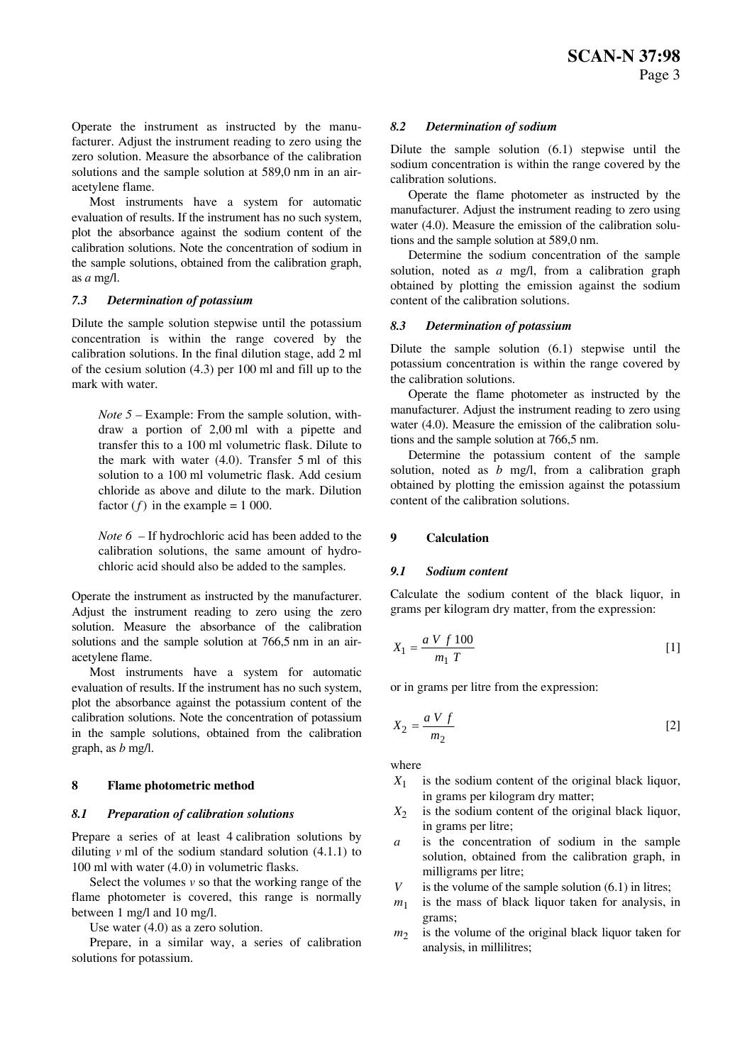Operate the instrument as instructed by the manufacturer. Adjust the instrument reading to zero using the zero solution. Measure the absorbance of the calibration solutions and the sample solution at 589,0 nm in an air-acetylene flame.

Most instruments have a system for automatic evaluation of results. If the instrument has no such system, plot the absorbance against the sodium content of the calibration solutions. Note the concentration of sodium in the sample solutions, obtained from the calibration graph, as *a* mg/l.

### *7.3 Determination of potassium*

Dilute the sample solution stepwise until the potassium concentration is within the range covered by the calibration solutions. In the final dilution stage, add 2 ml of the cesium solution (4.3) per 100 ml and fill up to the mark with water.

> *Note 5* – Example: From the sample solution, withdraw a portion of 2,00 ml with a pipette and transfer this to a 100 ml volumetric flask. Dilute to the mark with water (4.0). Transfer 5 ml of this solution to a 100 ml volumetric flask. Add cesium chloride as above and dilute to the mark. Dilution factor ($f$) in the example = 1 000.

> *Note 6* – If hydrochloric acid has been added to the calibration solutions, the same amount of hydrochloric acid should also be added to the samples.

Operate the instrument as instructed by the manufacturer. Adjust the instrument reading to zero using the zero solution. Measure the absorbance of the calibration solutions and the sample solution at 766,5 nm in an air-acetylene flame.

Most instruments have a system for automatic evaluation of results. If the instrument has no such system, plot the absorbance against the potassium content of the calibration solutions. Note the concentration of potassium in the sample solutions, obtained from the calibration graph, as *b* mg/l.

## 8 Flame photometric method

### *8.1 Preparation of calibration solutions*

Prepare a series of at least 4 calibration solutions by diluting $v$ ml of the sodium standard solution (4.1.1) to 100 ml with water (4.0) in volumetric flasks.

Select the volumes $v$ so that the working range of the flame photometer is covered, this range is normally between 1 mg/l and 10 mg/l.

Use water (4.0) as a zero solution.

Prepare, in a similar way, a series of calibration solutions for potassium.

### *8.2 Determination of sodium*

Dilute the sample solution (6.1) stepwise until the sodium concentration is within the range covered by the calibration solutions.

Operate the flame photometer as instructed by the manufacturer. Adjust the instrument reading to zero using water (4.0). Measure the emission of the calibration solutions and the sample solution at 589,0 nm.

Determine the sodium concentration of the sample solution, noted as *a* mg/l, from a calibration graph obtained by plotting the emission against the sodium content of the calibration solutions.

### *8.3 Determination of potassium*

Dilute the sample solution (6.1) stepwise until the potassium concentration is within the range covered by the calibration solutions.

Operate the flame photometer as instructed by the manufacturer. Adjust the instrument reading to zero using water (4.0). Measure the emission of the calibration solutions and the sample solution at 766,5 nm.

Determine the potassium content of the sample solution, noted as *b* mg/l, from a calibration graph obtained by plotting the emission against the potassium content of the calibration solutions.

## 9 Calculation

### *9.1 Sodium content*

Calculate the sodium content of the black liquor, in grams per kilogram dry matter, from the expression:

$$X_1 = \frac{a\ V\ f\ 100}{m_1\ T} \qquad [1]$$

or in grams per litre from the expression:

$$X_2 = \frac{a\ V\ f}{m_2} \qquad [2]$$

where

- $X_1$ is the sodium content of the original black liquor, in grams per kilogram dry matter;
- $X_2$ is the sodium content of the original black liquor, in grams per litre;
- $a$ is the concentration of sodium in the sample solution, obtained from the calibration graph, in milligrams per litre;
- $V$ is the volume of the sample solution (6.1) in litres;
- $m_1$ is the mass of black liquor taken for analysis, in grams;
- $m_2$ is the volume of the original black liquor taken for analysis, in millilitres;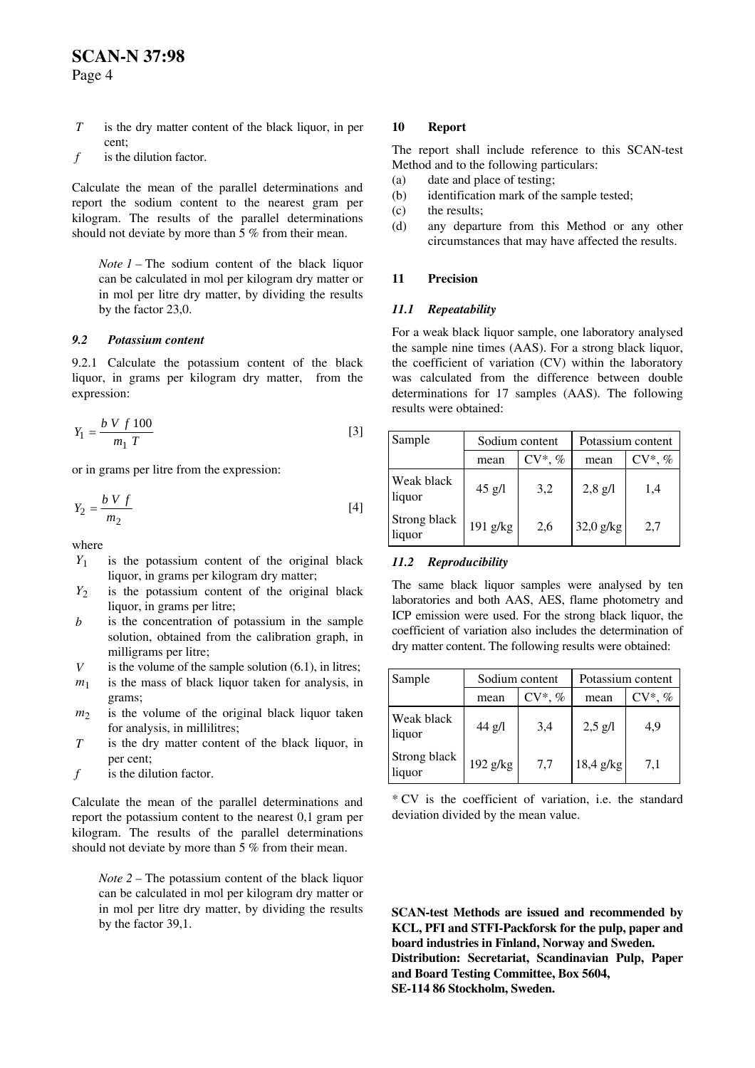$T$ is the dry matter content of the black liquor, in per cent;

$f$ is the dilution factor.

Calculate the mean of the parallel determinations and report the sodium content to the nearest gram per kilogram. The results of the parallel determinations should not deviate by more than 5 % from their mean.

> *Note 1* – The sodium content of the black liquor can be calculated in mol per kilogram dry matter or in mol per litre dry matter, by dividing the results by the factor 23,0.

### *9.2 Potassium content*

9.2.1 Calculate the potassium content of the black liquor, in grams per kilogram dry matter, from the expression:

$$Y_1 = \frac{b\ V\ f\ 100}{m_1\ T} \qquad [3]$$

or in grams per litre from the expression:

$$Y_2 = \frac{b\ V\ f}{m_2} \qquad [4]$$

where

$Y_1$ is the potassium content of the original black liquor, in grams per kilogram dry matter;

$Y_2$ is the potassium content of the original black liquor, in grams per litre;

$b$ is the concentration of potassium in the sample solution, obtained from the calibration graph, in milligrams per litre;

$V$ is the volume of the sample solution (6.1), in litres;

$m_1$ is the mass of black liquor taken for analysis, in grams;

$m_2$ is the volume of the original black liquor taken for analysis, in millilitres;

$T$ is the dry matter content of the black liquor, in per cent;

$f$ is the dilution factor.

Calculate the mean of the parallel determinations and report the potassium content to the nearest 0,1 gram per kilogram. The results of the parallel determinations should not deviate by more than 5 % from their mean.

> *Note 2* – The potassium content of the black liquor can be calculated in mol per kilogram dry matter or in mol per litre dry matter, by dividing the results by the factor 39,1.

## 10 Report

The report shall include reference to this SCAN-test Method and to the following particulars:

(a) date and place of testing;
(b) identification mark of the sample tested;
(c) the results;
(d) any departure from this Method or any other circumstances that may have affected the results.

## 11 Precision

### *11.1 Repeatability*

For a weak black liquor sample, one laboratory analysed the sample nine times (AAS). For a strong black liquor, the coefficient of variation (CV) within the laboratory was calculated from the difference between double determinations for 17 samples (AAS). The following results were obtained:

| Sample | Sodium content | | Potassium content | |
|---|---|---|---|---|
| | mean | CV*, % | mean | CV*, % |
| Weak black liquor | 45 g/l | 3,2 | 2,8 g/l | 1,4 |
| Strong black liquor | 191 g/kg | 2,6 | 32,0 g/kg | 2,7 |

### *11.2 Reproducibility*

The same black liquor samples were analysed by ten laboratories and both AAS, AES, flame photometry and ICP emission were used. For the strong black liquor, the coefficient of variation also includes the determination of dry matter content. The following results were obtained:

| Sample | Sodium content | | Potassium content | |
|---|---|---|---|---|
| | mean | CV*, % | mean | CV*, % |
| Weak black liquor | 44 g/l | 3,4 | 2,5 g/l | 4,9 |
| Strong black liquor | 192 g/kg | 7,7 | 18,4 g/kg | 7,1 |

\* CV is the coefficient of variation, i.e. the standard deviation divided by the mean value.

**SCAN-test Methods are issued and recommended by KCL, PFI and STFI-Packforsk for the pulp, paper and board industries in Finland, Norway and Sweden.**
**Distribution: Secretariat, Scandinavian Pulp, Paper and Board Testing Committee, Box 5604,**
**SE-114 86 Stockholm, Sweden.**